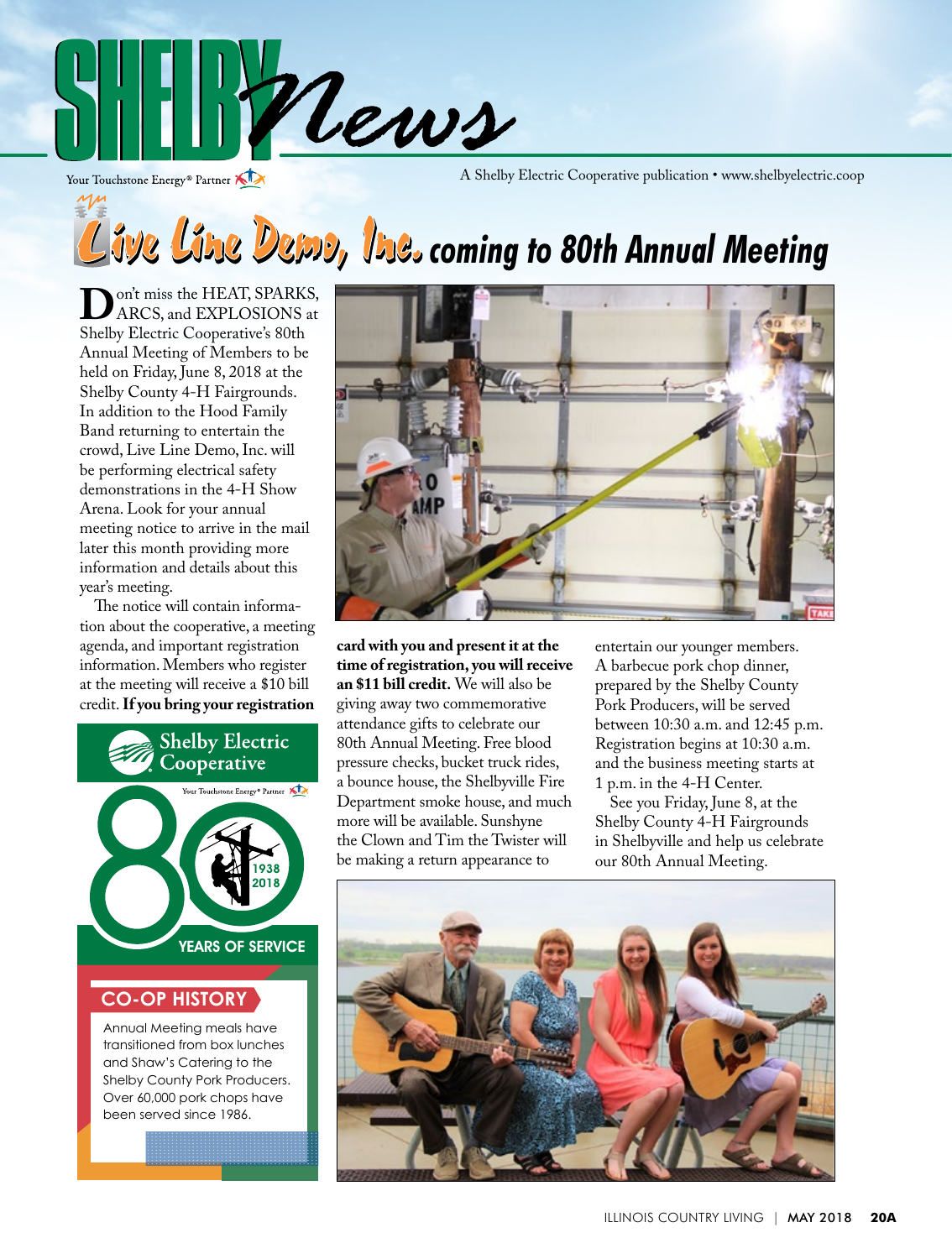# SHELBY News

Your Touchstone Energy® Partner

A Shelby Electric Cooperative publication • www.shelbyelectric.coop

## Live Line Demo, Inc. coming to 80th Annual Meeting

Don't miss the HEAT, SPARKS, ARCS, and EXPLOSIONS at Shelby Electric Cooperative's 80th Annual Meeting of Members to be held on Friday, June 8, 2018 at the Shelby County 4-H Fairgrounds. In addition to the Hood Family Band returning to entertain the crowd, Live Line Demo, Inc. will be performing electrical safety demonstrations in the 4-H Show Arena. Look for your annual meeting notice to arrive in the mail later this month providing more information and details about this year's meeting.

The notice will contain information about the cooperative, a meeting agenda, and important registration information. Members who register at the meeting will receive a $10 bill credit. **If you bring your registration card with you and present it at the time of registration, you will receive an $11 bill credit.** We will also be giving away two commemorative attendance gifts to celebrate our 80th Annual Meeting. Free blood pressure checks, bucket truck rides, a bounce house, the Shelbyville Fire Department smoke house, and much more will be available. Sunshyne the Clown and Tim the Twister will be making a return appearance to entertain our younger members. A barbecue pork chop dinner, prepared by the Shelby County Pork Producers, will be served between 10:30 a.m. and 12:45 p.m. Registration begins at 10:30 a.m. and the business meeting starts at 1 p.m. in the 4-H Center.

See you Friday, June 8, at the Shelby County 4-H Fairgrounds in Shelbyville and help us celebrate our 80th Annual Meeting.

Shelby Electric Cooperative
Your Touchstone Energy® Partner
80 — 1938 2018
YEARS OF SERVICE

### CO-OP HISTORY

Annual Meeting meals have transitioned from box lunches and Shaw's Catering to the Shelby County Pork Producers. Over 60,000 pork chops have been served since 1986.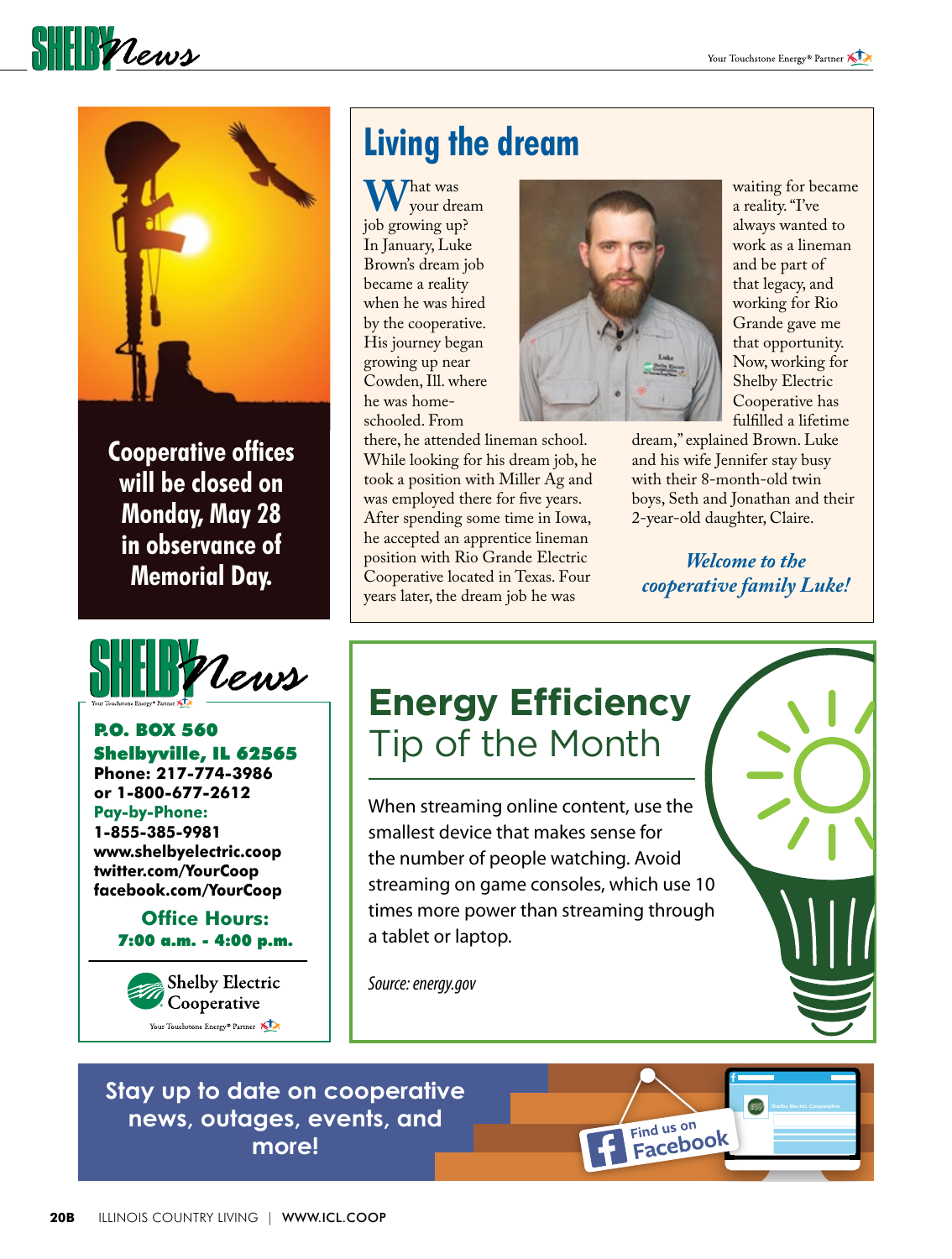Cooperative offices will be closed on Monday, May 28 in observance of Memorial Day.

## Living the dream

What was your dream job growing up? In January, Luke Brown's dream job became a reality when he was hired by the cooperative. His journey began growing up near Cowden, Ill. where he was home-schooled. From there, he attended lineman school. While looking for his dream job, he took a position with Miller Ag and was employed there for five years. After spending some time in Iowa, he accepted an apprentice lineman position with Rio Grande Electric Cooperative located in Texas. Four years later, the dream job he was waiting for became a reality. "I've always wanted to work as a lineman and be part of that legacy, and working for Rio Grande gave me that opportunity. Now, working for Shelby Electric Cooperative has fulfilled a lifetime dream," explained Brown. Luke and his wife Jennifer stay busy with their 8-month-old twin boys, Seth and Jonathan and their 2-year-old daughter, Claire.

*Welcome to the cooperative family Luke!*

**SHELBY News**

**P.O. BOX 560**
**Shelbyville, IL 62565**
**Phone: 217-774-3986**
**or 1-800-677-2612**
**Pay-by-Phone:**
**1-855-385-9981**
**www.shelbyelectric.coop**
**twitter.com/YourCoop**
**facebook.com/YourCoop**

**Office Hours:**
**7:00 a.m. - 4:00 p.m.**

Shelby Electric Cooperative
Your Touchstone Energy® Partner

## Energy Efficiency Tip of the Month

When streaming online content, use the smallest device that makes sense for the number of people watching. Avoid streaming on game consoles, which use 10 times more power than streaming through a tablet or laptop.

*Source: energy.gov*

**Stay up to date on cooperative news, outages, events, and more!**

Find us on Facebook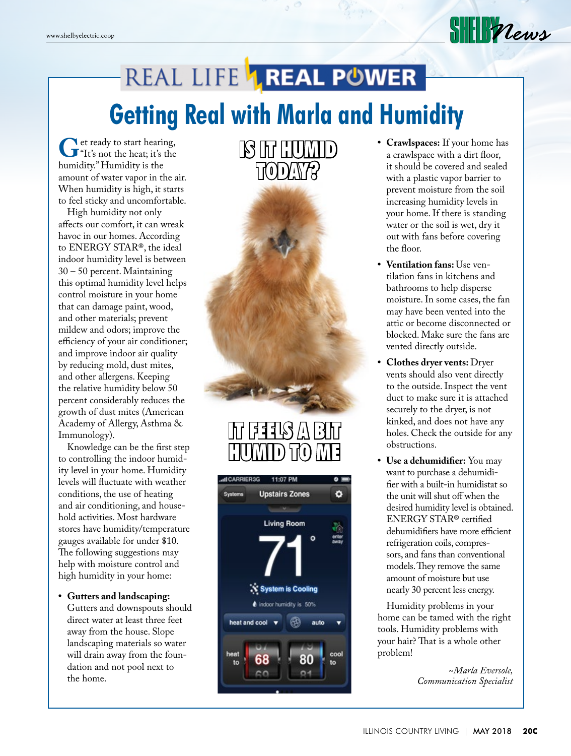# REAL LIFE REAL POWER

## Getting Real with Marla and Humidity

Get ready to start hearing, "It's not the heat; it's the humidity." Humidity is the amount of water vapor in the air. When humidity is high, it starts to feel sticky and uncomfortable.

High humidity not only affects our comfort, it can wreak havoc in our homes. According to ENERGY STAR®, the ideal indoor humidity level is between 30 – 50 percent. Maintaining this optimal humidity level helps control moisture in your home that can damage paint, wood, and other materials; prevent mildew and odors; improve the efficiency of your air conditioner; and improve indoor air quality by reducing mold, dust mites, and other allergens. Keeping the relative humidity below 50 percent considerably reduces the growth of dust mites (American Academy of Allergy, Asthma & Immunology).

Knowledge can be the first step to controlling the indoor humidity level in your home. Humidity levels will fluctuate with weather conditions, the use of heating and air conditioning, and household activities. Most hardware stores have humidity/temperature gauges available for under $10. The following suggestions may help with moisture control and high humidity in your home:

- **Gutters and landscaping:** Gutters and downspouts should direct water at least three feet away from the house. Slope landscaping materials so water will drain away from the foundation and not pool next to the home.
- **Crawlspaces:** If your home has a crawlspace with a dirt floor, it should be covered and sealed with a plastic vapor barrier to prevent moisture from the soil increasing humidity levels in your home. If there is standing water or the soil is wet, dry it out with fans before covering the floor.
- **Ventilation fans:** Use ventilation fans in kitchens and bathrooms to help disperse moisture. In some cases, the fan may have been vented into the attic or become disconnected or blocked. Make sure the fans are vented directly outside.
- **Clothes dryer vents:** Dryer vents should also vent directly to the outside. Inspect the vent duct to make sure it is attached securely to the dryer, is not kinked, and does not have any holes. Check the outside for any obstructions.
- **Use a dehumidifier:** You may want to purchase a dehumidifier with a built-in humidistat so the unit will shut off when the desired humidity level is obtained. ENERGY STAR® certified dehumidifiers have more efficient refrigeration coils, compressors, and fans than conventional models. They remove the same amount of moisture but use nearly 30 percent less energy.

Humidity problems in your home can be tamed with the right tools. Humidity problems with your hair? That is a whole other problem!

*~Marla Eversole, Communication Specialist*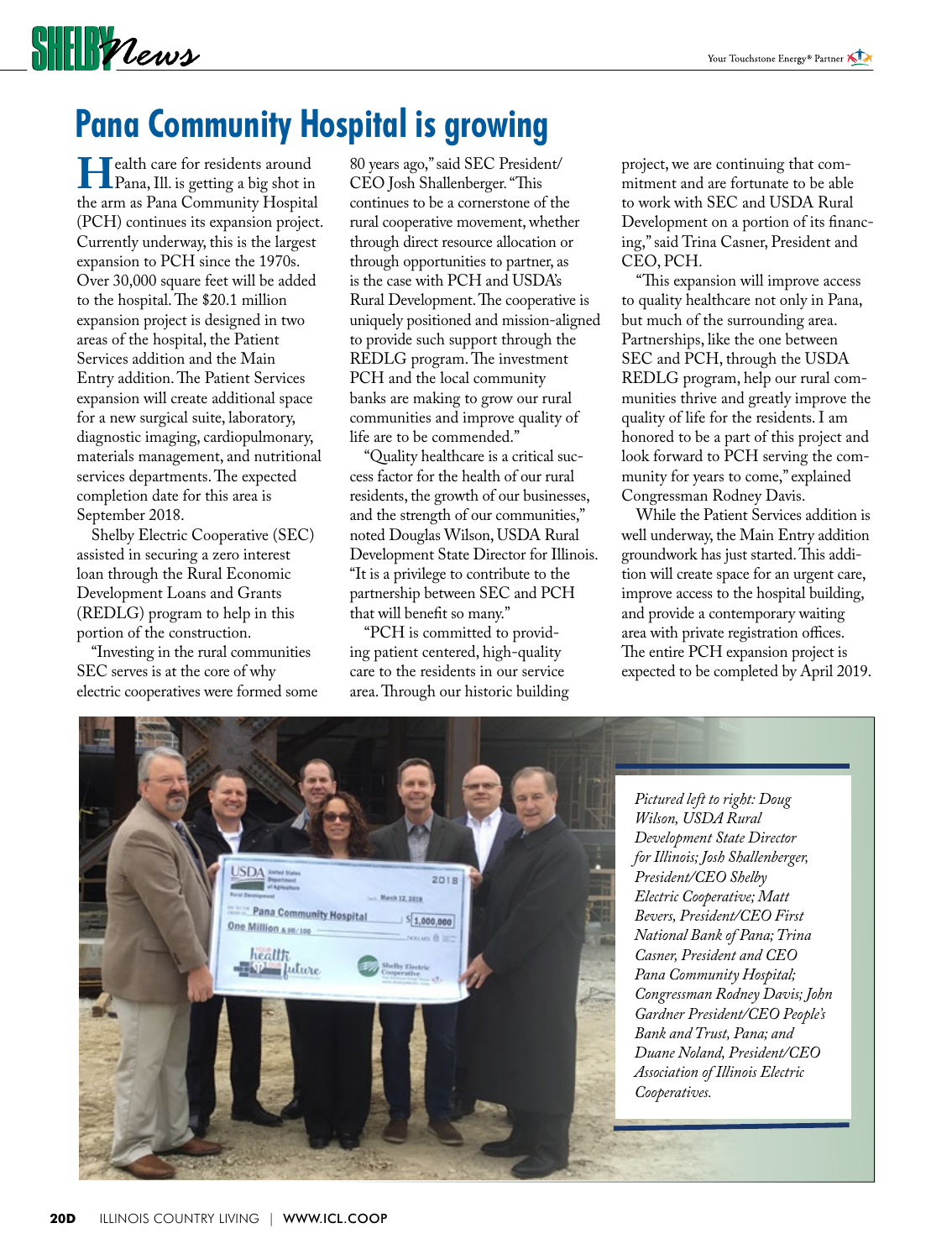# Pana Community Hospital is growing

Health care for residents around Pana, Ill. is getting a big shot in the arm as Pana Community Hospital (PCH) continues its expansion project. Currently underway, this is the largest expansion to PCH since the 1970s. Over 30,000 square feet will be added to the hospital. The $20.1 million expansion project is designed in two areas of the hospital, the Patient Services addition and the Main Entry addition. The Patient Services expansion will create additional space for a new surgical suite, laboratory, diagnostic imaging, cardiopulmonary, materials management, and nutritional services departments. The expected completion date for this area is September 2018.

Shelby Electric Cooperative (SEC) assisted in securing a zero interest loan through the Rural Economic Development Loans and Grants (REDLG) program to help in this portion of the construction.

"Investing in the rural communities SEC serves is at the core of why electric cooperatives were formed some 80 years ago," said SEC President/CEO Josh Shallenberger. "This continues to be a cornerstone of the rural cooperative movement, whether through direct resource allocation or through opportunities to partner, as is the case with PCH and USDA's Rural Development. The cooperative is uniquely positioned and mission-aligned to provide such support through the REDLG program. The investment PCH and the local community banks are making to grow our rural communities and improve quality of life are to be commended."

"Quality healthcare is a critical success factor for the health of our rural residents, the growth of our businesses, and the strength of our communities," noted Douglas Wilson, USDA Rural Development State Director for Illinois. "It is a privilege to contribute to the partnership between SEC and PCH that will benefit so many."

"PCH is committed to providing patient centered, high-quality care to the residents in our service area. Through our historic building project, we are continuing that commitment and are fortunate to be able to work with SEC and USDA Rural Development on a portion of its financing," said Trina Casner, President and CEO, PCH.

"This expansion will improve access to quality healthcare not only in Pana, but much of the surrounding area. Partnerships, like the one between SEC and PCH, through the USDA REDLG program, help our rural communities thrive and greatly improve the quality of life for the residents. I am honored to be a part of this project and look forward to PCH serving the community for years to come," explained Congressman Rodney Davis.

While the Patient Services addition is well underway, the Main Entry addition groundwork has just started. This addition will create space for an urgent care, improve access to the hospital building, and provide a contemporary waiting area with private registration offices. The entire PCH expansion project is expected to be completed by April 2019.

*Pictured left to right: Doug Wilson, USDA Rural Development State Director for Illinois; Josh Shallenberger, President/CEO Shelby Electric Cooperative; Matt Bevers, President/CEO First National Bank of Pana; Trina Casner, President and CEO Pana Community Hospital; Congressman Rodney Davis; John Gardner President/CEO People's Bank and Trust, Pana; and Duane Noland, President/CEO Association of Illinois Electric Cooperatives.*